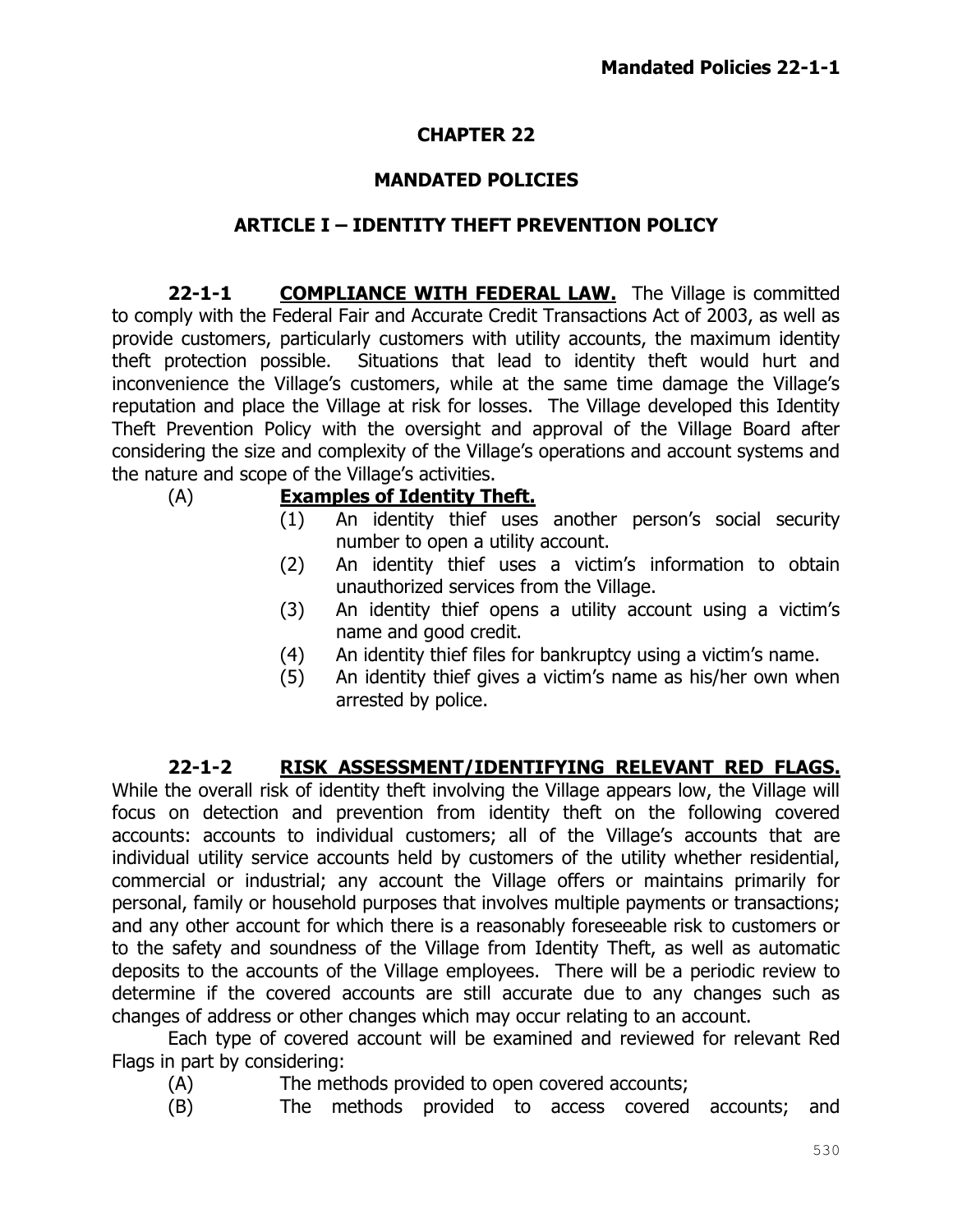# CHAPTER 22

## MANDATED POLICIES

### ARTICLE I – IDENTITY THEFT PREVENTION POLICY

**22-1-1 COMPLIANCE WITH FEDERAL LAW.** The Village is committed to comply with the Federal Fair and Accurate Credit Transactions Act of 2003, as well as provide customers, particularly customers with utility accounts, the maximum identity theft protection possible. Situations that lead to identity theft would hurt and inconvenience the Village's customers, while at the same time damage the Village's reputation and place the Village at risk for losses. The Village developed this Identity Theft Prevention Policy with the oversight and approval of the Village Board after considering the size and complexity of the Village's operations and account systems and the nature and scope of the Village's activities.

(A) **Examples of Identity Theft.**

(1) An identity thief uses another person's social security number to open a utility account.

(2) An identity thief uses a victim's information to obtain unauthorized services from the Village.

(3) An identity thief opens a utility account using a victim's name and good credit.

(4) An identity thief files for bankruptcy using a victim's name.

(5) An identity thief gives a victim's name as his/her own when arrested by police.

**22-1-2 RISK ASSESSMENT/IDENTIFYING RELEVANT RED FLAGS.** While the overall risk of identity theft involving the Village appears low, the Village will focus on detection and prevention from identity theft on the following covered accounts: accounts to individual customers; all of the Village's accounts that are individual utility service accounts held by customers of the utility whether residential, commercial or industrial; any account the Village offers or maintains primarily for personal, family or household purposes that involves multiple payments or transactions; and any other account for which there is a reasonably foreseeable risk to customers or to the safety and soundness of the Village from Identity Theft, as well as automatic deposits to the accounts of the Village employees. There will be a periodic review to determine if the covered accounts are still accurate due to any changes such as changes of address or other changes which may occur relating to an account.

Each type of covered account will be examined and reviewed for relevant Red Flags in part by considering:

(A) The methods provided to open covered accounts;

(B) The methods provided to access covered accounts; and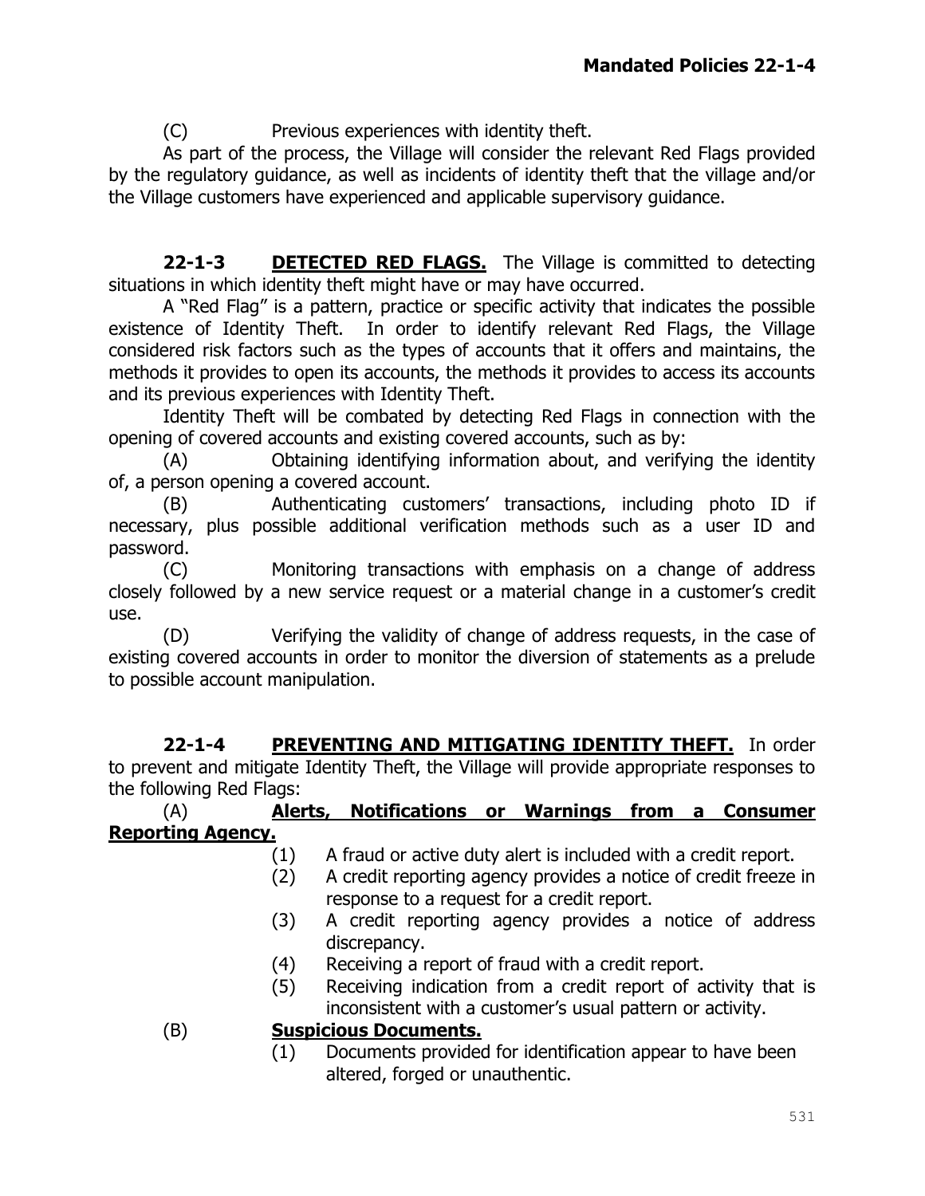(C) Previous experiences with identity theft.

As part of the process, the Village will consider the relevant Red Flags provided by the regulatory guidance, as well as incidents of identity theft that the village and/or the Village customers have experienced and applicable supervisory guidance.

**22-1-3 <u>DETECTED RED FLAGS.</u>** The Village is committed to detecting situations in which identity theft might have or may have occurred.

A "Red Flag" is a pattern, practice or specific activity that indicates the possible existence of Identity Theft. In order to identify relevant Red Flags, the Village considered risk factors such as the types of accounts that it offers and maintains, the methods it provides to open its accounts, the methods it provides to access its accounts and its previous experiences with Identity Theft.

Identity Theft will be combated by detecting Red Flags in connection with the opening of covered accounts and existing covered accounts, such as by:

(A) Obtaining identifying information about, and verifying the identity of, a person opening a covered account.

(B) Authenticating customers' transactions, including photo ID if necessary, plus possible additional verification methods such as a user ID and password.

(C) Monitoring transactions with emphasis on a change of address closely followed by a new service request or a material change in a customer's credit use.

(D) Verifying the validity of change of address requests, in the case of existing covered accounts in order to monitor the diversion of statements as a prelude to possible account manipulation.

**22-1-4 <u>PREVENTING AND MITIGATING IDENTITY THEFT.</u>** In order to prevent and mitigate Identity Theft, the Village will provide appropriate responses to the following Red Flags:

(A) **<u>Alerts, Notifications or Warnings from a Consumer Reporting Agency.</u>**

(1) A fraud or active duty alert is included with a credit report.

(2) A credit reporting agency provides a notice of credit freeze in response to a request for a credit report.

(3) A credit reporting agency provides a notice of address discrepancy.

(4) Receiving a report of fraud with a credit report.

(5) Receiving indication from a credit report of activity that is inconsistent with a customer's usual pattern or activity.

(B) **<u>Suspicious Documents.</u>**

(1) Documents provided for identification appear to have been altered, forged or unauthentic.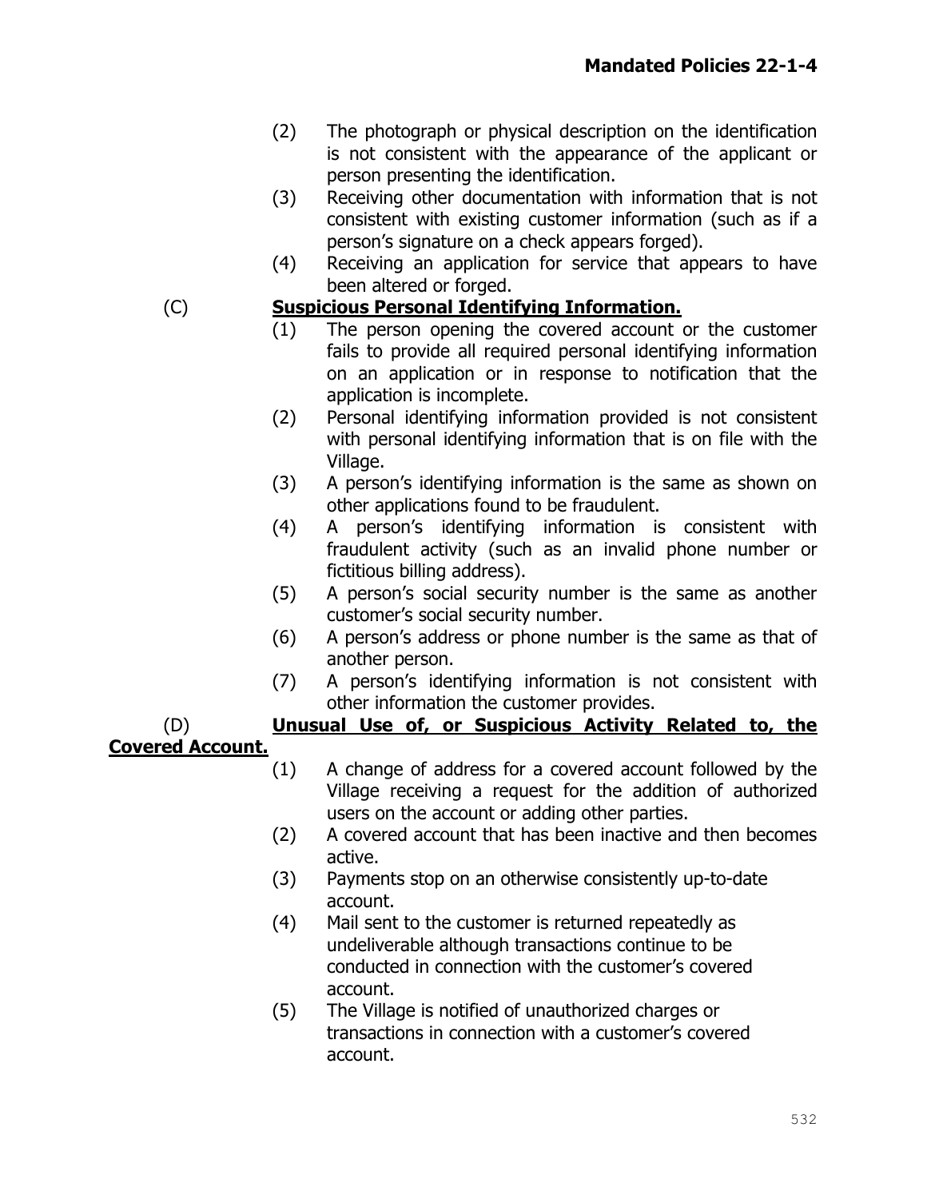(2) The photograph or physical description on the identification is not consistent with the appearance of the applicant or person presenting the identification.

(3) Receiving other documentation with information that is not consistent with existing customer information (such as if a person's signature on a check appears forged).

(4) Receiving an application for service that appears to have been altered or forged.

(C) **Suspicious Personal Identifying Information.**

(1) The person opening the covered account or the customer fails to provide all required personal identifying information on an application or in response to notification that the application is incomplete.

(2) Personal identifying information provided is not consistent with personal identifying information that is on file with the Village.

(3) A person's identifying information is the same as shown on other applications found to be fraudulent.

(4) A person's identifying information is consistent with fraudulent activity (such as an invalid phone number or fictitious billing address).

(5) A person's social security number is the same as another customer's social security number.

(6) A person's address or phone number is the same as that of another person.

(7) A person's identifying information is not consistent with other information the customer provides.

(D) **Unusual Use of, or Suspicious Activity Related to, the Covered Account.**

(1) A change of address for a covered account followed by the Village receiving a request for the addition of authorized users on the account or adding other parties.

(2) A covered account that has been inactive and then becomes active.

(3) Payments stop on an otherwise consistently up-to-date account.

(4) Mail sent to the customer is returned repeatedly as undeliverable although transactions continue to be conducted in connection with the customer's covered account.

(5) The Village is notified of unauthorized charges or transactions in connection with a customer's covered account.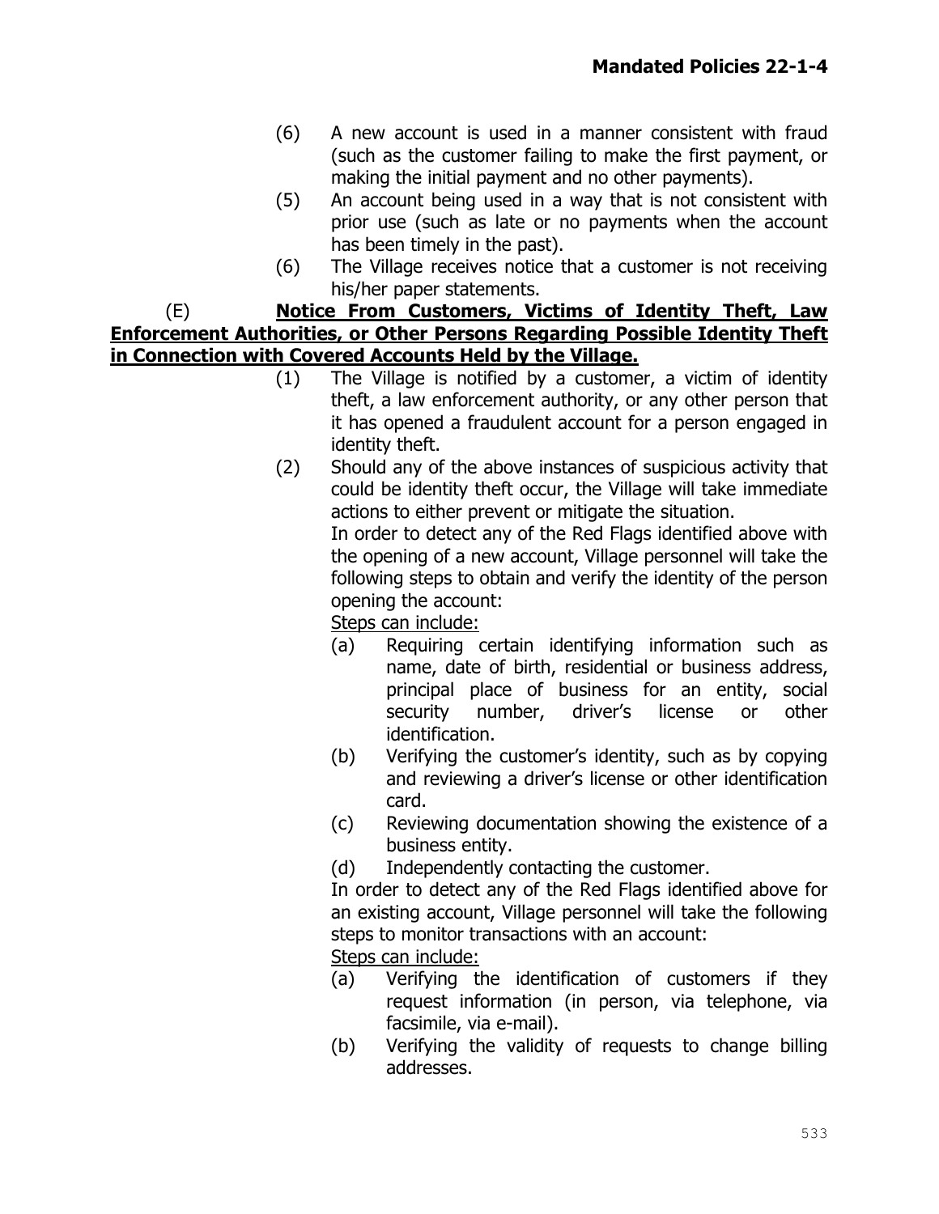(6) A new account is used in a manner consistent with fraud (such as the customer failing to make the first payment, or making the initial payment and no other payments).

(5) An account being used in a way that is not consistent with prior use (such as late or no payments when the account has been timely in the past).

(6) The Village receives notice that a customer is not receiving his/her paper statements.

(E) **<u>Notice From Customers, Victims of Identity Theft, Law Enforcement Authorities, or Other Persons Regarding Possible Identity Theft in Connection with Covered Accounts Held by the Village.</u>**

(1) The Village is notified by a customer, a victim of identity theft, a law enforcement authority, or any other person that it has opened a fraudulent account for a person engaged in identity theft.

(2) Should any of the above instances of suspicious activity that could be identity theft occur, the Village will take immediate actions to either prevent or mitigate the situation.

In order to detect any of the Red Flags identified above with the opening of a new account, Village personnel will take the following steps to obtain and verify the identity of the person opening the account:

<u>Steps can include:</u>

(a) Requiring certain identifying information such as name, date of birth, residential or business address, principal place of business for an entity, social security number, driver's license or other identification.

(b) Verifying the customer's identity, such as by copying and reviewing a driver's license or other identification card.

(c) Reviewing documentation showing the existence of a business entity.

(d) Independently contacting the customer.

In order to detect any of the Red Flags identified above for an existing account, Village personnel will take the following steps to monitor transactions with an account:

<u>Steps can include:</u>

(a) Verifying the identification of customers if they request information (in person, via telephone, via facsimile, via e-mail).

(b) Verifying the validity of requests to change billing addresses.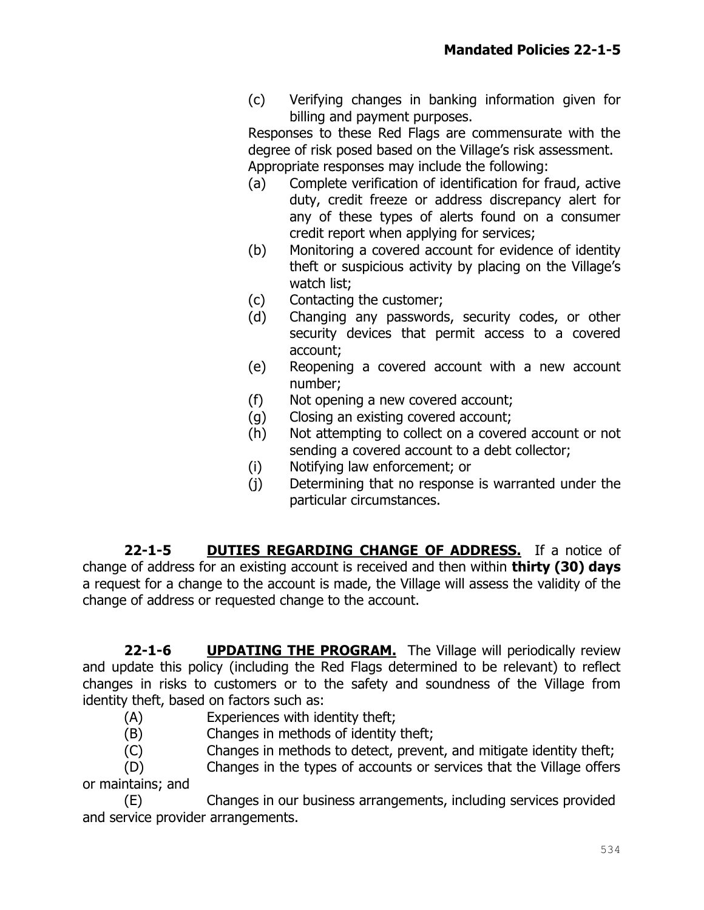(c) Verifying changes in banking information given for billing and payment purposes.

Responses to these Red Flags are commensurate with the degree of risk posed based on the Village's risk assessment. Appropriate responses may include the following:

(a) Complete verification of identification for fraud, active duty, credit freeze or address discrepancy alert for any of these types of alerts found on a consumer credit report when applying for services;

(b) Monitoring a covered account for evidence of identity theft or suspicious activity by placing on the Village's watch list;

(c) Contacting the customer;

(d) Changing any passwords, security codes, or other security devices that permit access to a covered account;

(e) Reopening a covered account with a new account number;

(f) Not opening a new covered account;

(g) Closing an existing covered account;

(h) Not attempting to collect on a covered account or not sending a covered account to a debt collector;

(i) Notifying law enforcement; or

(j) Determining that no response is warranted under the particular circumstances.

**22-1-5 DUTIES REGARDING CHANGE OF ADDRESS.** If a notice of change of address for an existing account is received and then within **thirty (30) days** a request for a change to the account is made, the Village will assess the validity of the change of address or requested change to the account.

**22-1-6 UPDATING THE PROGRAM.** The Village will periodically review and update this policy (including the Red Flags determined to be relevant) to reflect changes in risks to customers or to the safety and soundness of the Village from identity theft, based on factors such as:

(A) Experiences with identity theft;

(B) Changes in methods of identity theft;

(C) Changes in methods to detect, prevent, and mitigate identity theft;

(D) Changes in the types of accounts or services that the Village offers or maintains; and

(E) Changes in our business arrangements, including services provided and service provider arrangements.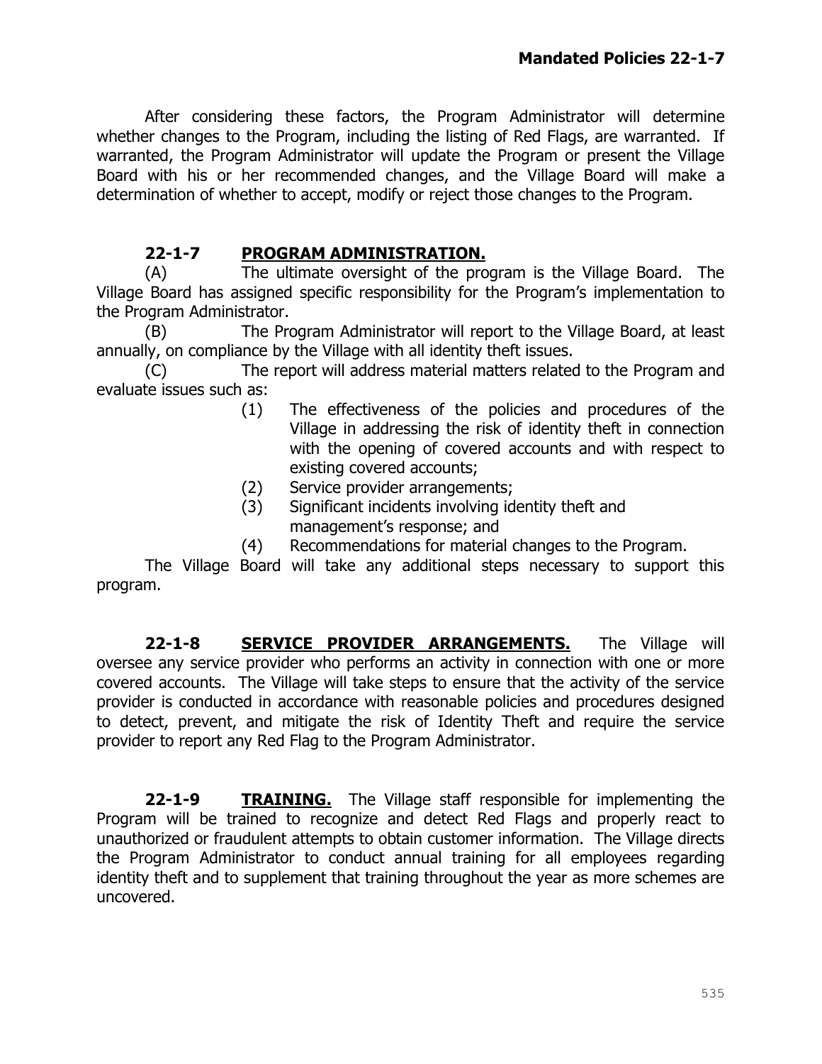After considering these factors, the Program Administrator will determine whether changes to the Program, including the listing of Red Flags, are warranted. If warranted, the Program Administrator will update the Program or present the Village Board with his or her recommended changes, and the Village Board will make a determination of whether to accept, modify or reject those changes to the Program.

**22-1-7 PROGRAM ADMINISTRATION.**

(A) The ultimate oversight of the program is the Village Board. The Village Board has assigned specific responsibility for the Program's implementation to the Program Administrator.

(B) The Program Administrator will report to the Village Board, at least annually, on compliance by the Village with all identity theft issues.

(C) The report will address material matters related to the Program and evaluate issues such as:

(1) The effectiveness of the policies and procedures of the Village in addressing the risk of identity theft in connection with the opening of covered accounts and with respect to existing covered accounts;

(2) Service provider arrangements;

(3) Significant incidents involving identity theft and management's response; and

(4) Recommendations for material changes to the Program.

The Village Board will take any additional steps necessary to support this program.

**22-1-8 SERVICE PROVIDER ARRANGEMENTS.** The Village will oversee any service provider who performs an activity in connection with one or more covered accounts. The Village will take steps to ensure that the activity of the service provider is conducted in accordance with reasonable policies and procedures designed to detect, prevent, and mitigate the risk of Identity Theft and require the service provider to report any Red Flag to the Program Administrator.

**22-1-9 TRAINING.** The Village staff responsible for implementing the Program will be trained to recognize and detect Red Flags and properly react to unauthorized or fraudulent attempts to obtain customer information. The Village directs the Program Administrator to conduct annual training for all employees regarding identity theft and to supplement that training throughout the year as more schemes are uncovered.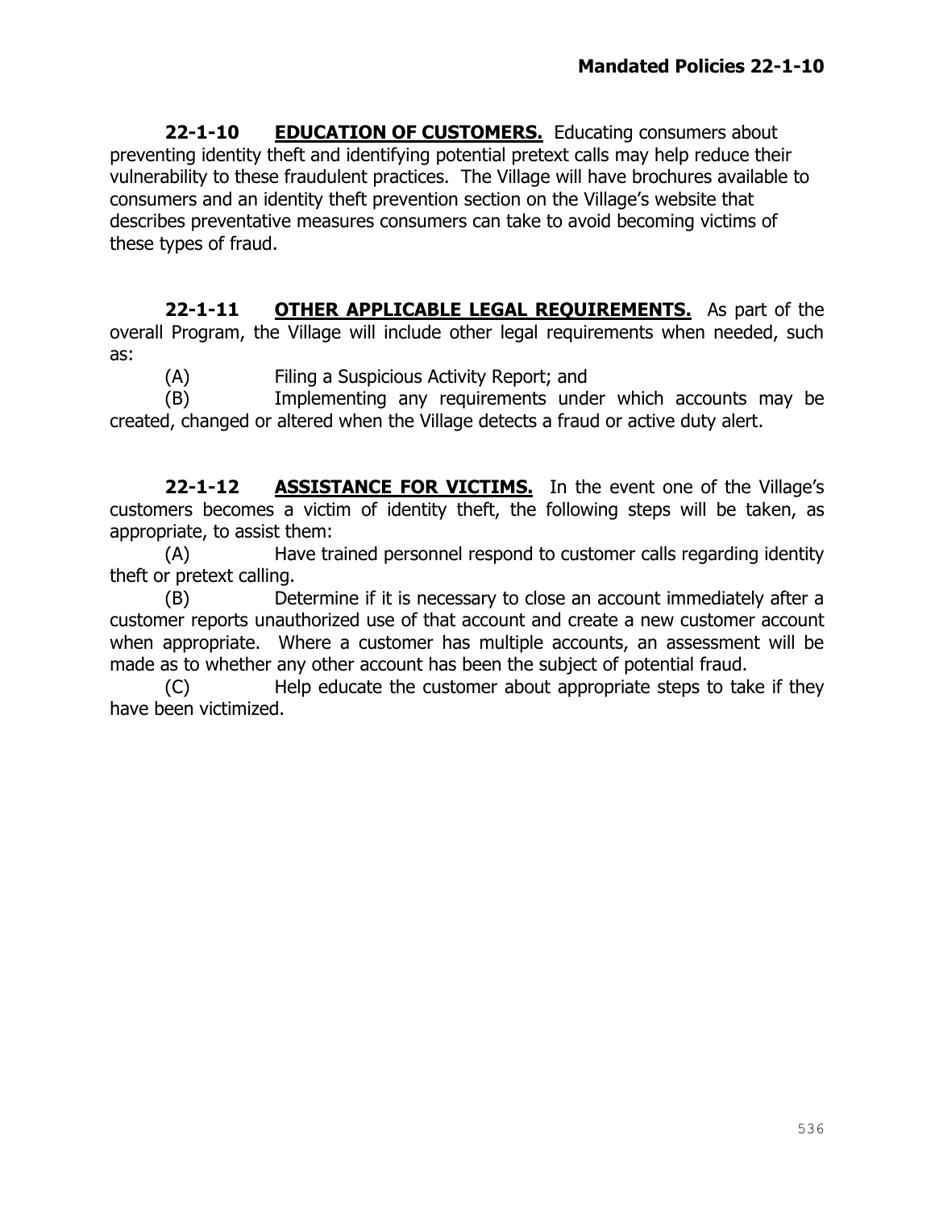**22-1-10 EDUCATION OF CUSTOMERS.** Educating consumers about preventing identity theft and identifying potential pretext calls may help reduce their vulnerability to these fraudulent practices. The Village will have brochures available to consumers and an identity theft prevention section on the Village's website that describes preventative measures consumers can take to avoid becoming victims of these types of fraud.

**22-1-11 OTHER APPLICABLE LEGAL REQUIREMENTS.** As part of the overall Program, the Village will include other legal requirements when needed, such as:

(A) Filing a Suspicious Activity Report; and

(B) Implementing any requirements under which accounts may be created, changed or altered when the Village detects a fraud or active duty alert.

**22-1-12 ASSISTANCE FOR VICTIMS.** In the event one of the Village's customers becomes a victim of identity theft, the following steps will be taken, as appropriate, to assist them:

(A) Have trained personnel respond to customer calls regarding identity theft or pretext calling.

(B) Determine if it is necessary to close an account immediately after a customer reports unauthorized use of that account and create a new customer account when appropriate. Where a customer has multiple accounts, an assessment will be made as to whether any other account has been the subject of potential fraud.

(C) Help educate the customer about appropriate steps to take if they have been victimized.